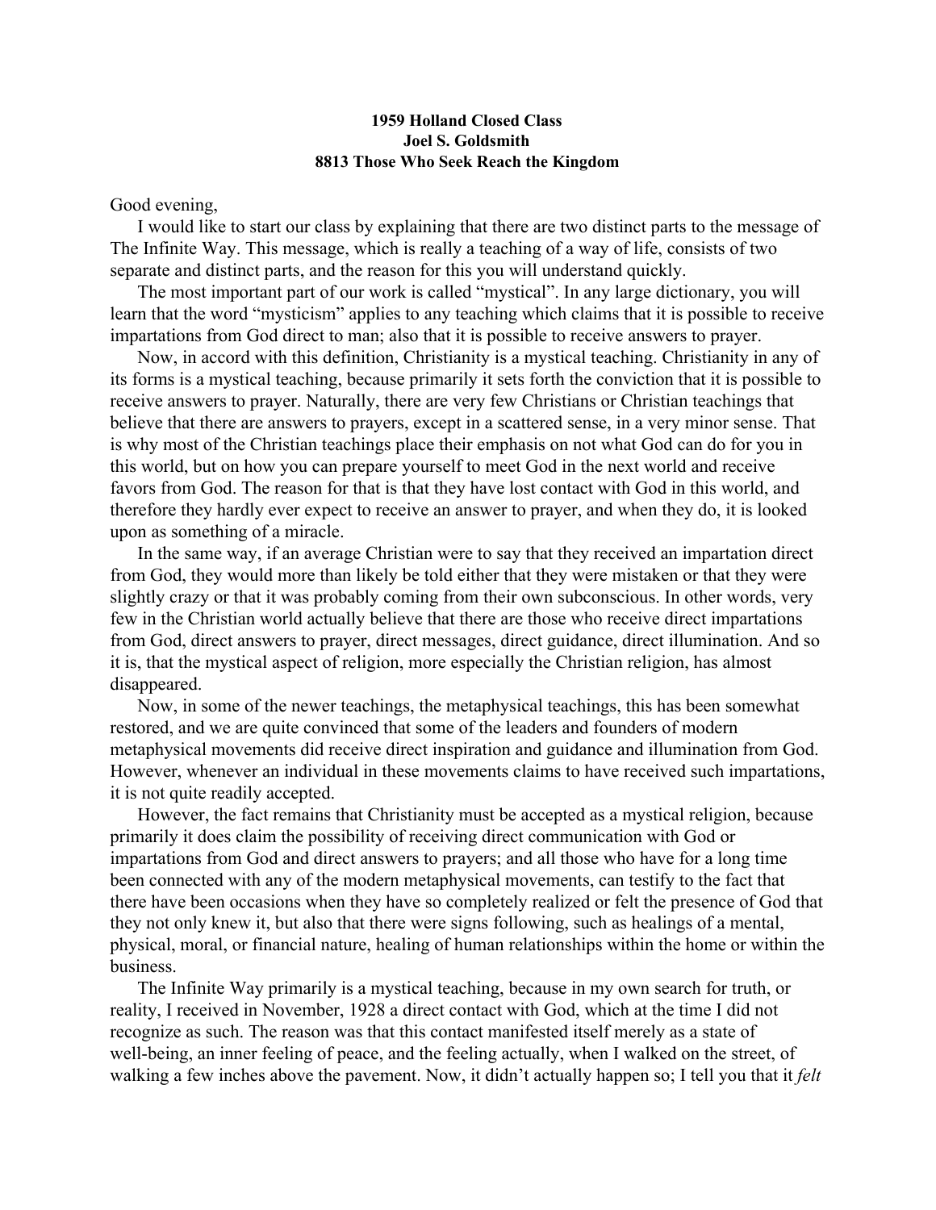**1959 Holland Closed Class**
**Joel S. Goldsmith**
**8813 Those Who Seek Reach the Kingdom**

Good evening,

I would like to start our class by explaining that there are two distinct parts to the message of The Infinite Way. This message, which is really a teaching of a way of life, consists of two separate and distinct parts, and the reason for this you will understand quickly.

The most important part of our work is called "mystical". In any large dictionary, you will learn that the word "mysticism" applies to any teaching which claims that it is possible to receive impartations from God direct to man; also that it is possible to receive answers to prayer.

Now, in accord with this definition, Christianity is a mystical teaching. Christianity in any of its forms is a mystical teaching, because primarily it sets forth the conviction that it is possible to receive answers to prayer. Naturally, there are very few Christians or Christian teachings that believe that there are answers to prayers, except in a scattered sense, in a very minor sense. That is why most of the Christian teachings place their emphasis on not what God can do for you in this world, but on how you can prepare yourself to meet God in the next world and receive favors from God. The reason for that is that they have lost contact with God in this world, and therefore they hardly ever expect to receive an answer to prayer, and when they do, it is looked upon as something of a miracle.

In the same way, if an average Christian were to say that they received an impartation direct from God, they would more than likely be told either that they were mistaken or that they were slightly crazy or that it was probably coming from their own subconscious. In other words, very few in the Christian world actually believe that there are those who receive direct impartations from God, direct answers to prayer, direct messages, direct guidance, direct illumination. And so it is, that the mystical aspect of religion, more especially the Christian religion, has almost disappeared.

Now, in some of the newer teachings, the metaphysical teachings, this has been somewhat restored, and we are quite convinced that some of the leaders and founders of modern metaphysical movements did receive direct inspiration and guidance and illumination from God. However, whenever an individual in these movements claims to have received such impartations, it is not quite readily accepted.

However, the fact remains that Christianity must be accepted as a mystical religion, because primarily it does claim the possibility of receiving direct communication with God or impartations from God and direct answers to prayers; and all those who have for a long time been connected with any of the modern metaphysical movements, can testify to the fact that there have been occasions when they have so completely realized or felt the presence of God that they not only knew it, but also that there were signs following, such as healings of a mental, physical, moral, or financial nature, healing of human relationships within the home or within the business.

The Infinite Way primarily is a mystical teaching, because in my own search for truth, or reality, I received in November, 1928 a direct contact with God, which at the time I did not recognize as such. The reason was that this contact manifested itself merely as a state of well-being, an inner feeling of peace, and the feeling actually, when I walked on the street, of walking a few inches above the pavement. Now, it didn't actually happen so; I tell you that it *felt*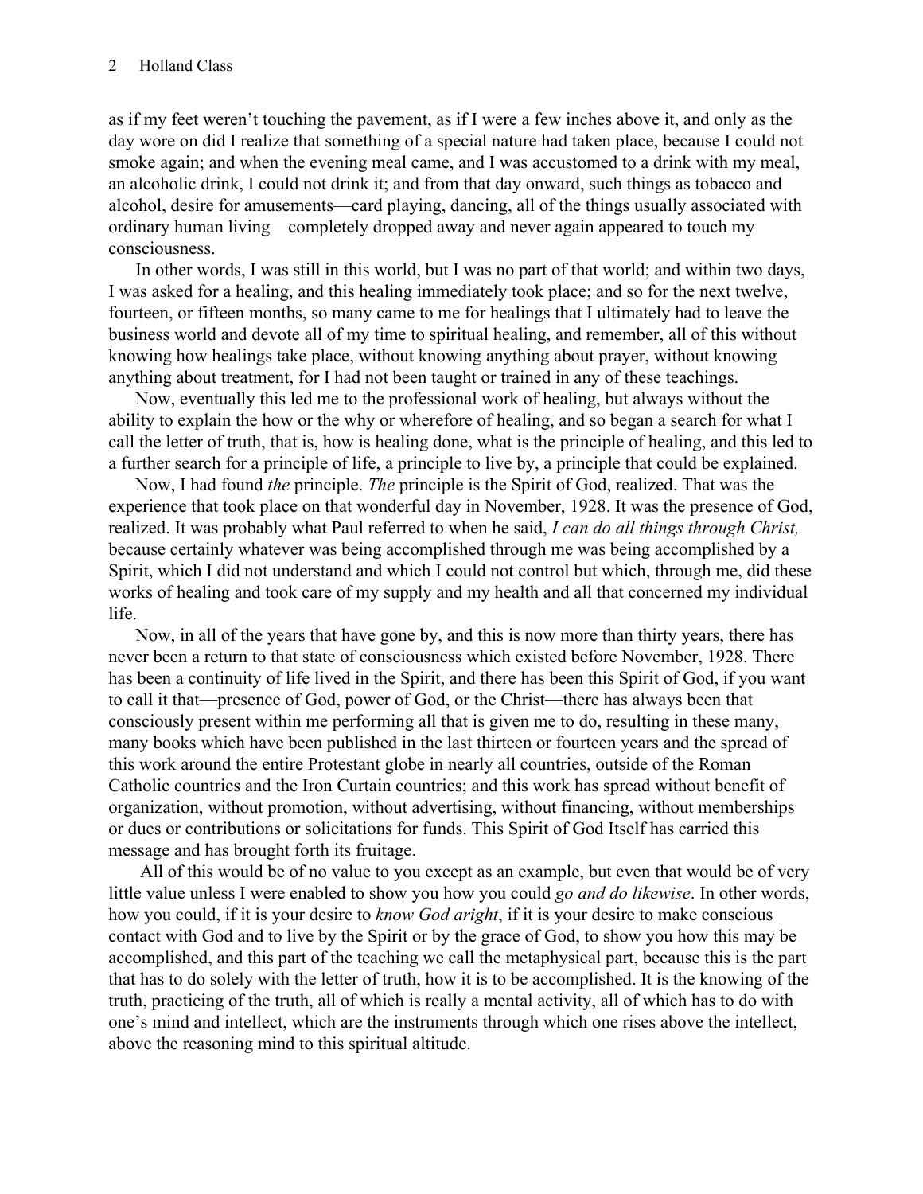as if my feet weren't touching the pavement, as if I were a few inches above it, and only as the day wore on did I realize that something of a special nature had taken place, because I could not smoke again; and when the evening meal came, and I was accustomed to a drink with my meal, an alcoholic drink, I could not drink it; and from that day onward, such things as tobacco and alcohol, desire for amusements—card playing, dancing, all of the things usually associated with ordinary human living—completely dropped away and never again appeared to touch my consciousness.

In other words, I was still in this world, but I was no part of that world; and within two days, I was asked for a healing, and this healing immediately took place; and so for the next twelve, fourteen, or fifteen months, so many came to me for healings that I ultimately had to leave the business world and devote all of my time to spiritual healing, and remember, all of this without knowing how healings take place, without knowing anything about prayer, without knowing anything about treatment, for I had not been taught or trained in any of these teachings.

Now, eventually this led me to the professional work of healing, but always without the ability to explain the how or the why or wherefore of healing, and so began a search for what I call the letter of truth, that is, how is healing done, what is the principle of healing, and this led to a further search for a principle of life, a principle to live by, a principle that could be explained.

Now, I had found *the* principle. *The* principle is the Spirit of God, realized. That was the experience that took place on that wonderful day in November, 1928. It was the presence of God, realized. It was probably what Paul referred to when he said, *I can do all things through Christ,* because certainly whatever was being accomplished through me was being accomplished by a Spirit, which I did not understand and which I could not control but which, through me, did these works of healing and took care of my supply and my health and all that concerned my individual life.

Now, in all of the years that have gone by, and this is now more than thirty years, there has never been a return to that state of consciousness which existed before November, 1928. There has been a continuity of life lived in the Spirit, and there has been this Spirit of God, if you want to call it that—presence of God, power of God, or the Christ—there has always been that consciously present within me performing all that is given me to do, resulting in these many, many books which have been published in the last thirteen or fourteen years and the spread of this work around the entire Protestant globe in nearly all countries, outside of the Roman Catholic countries and the Iron Curtain countries; and this work has spread without benefit of organization, without promotion, without advertising, without financing, without memberships or dues or contributions or solicitations for funds. This Spirit of God Itself has carried this message and has brought forth its fruitage.

All of this would be of no value to you except as an example, but even that would be of very little value unless I were enabled to show you how you could *go and do likewise*. In other words, how you could, if it is your desire to *know God aright*, if it is your desire to make conscious contact with God and to live by the Spirit or by the grace of God, to show you how this may be accomplished, and this part of the teaching we call the metaphysical part, because this is the part that has to do solely with the letter of truth, how it is to be accomplished. It is the knowing of the truth, practicing of the truth, all of which is really a mental activity, all of which has to do with one's mind and intellect, which are the instruments through which one rises above the intellect, above the reasoning mind to this spiritual altitude.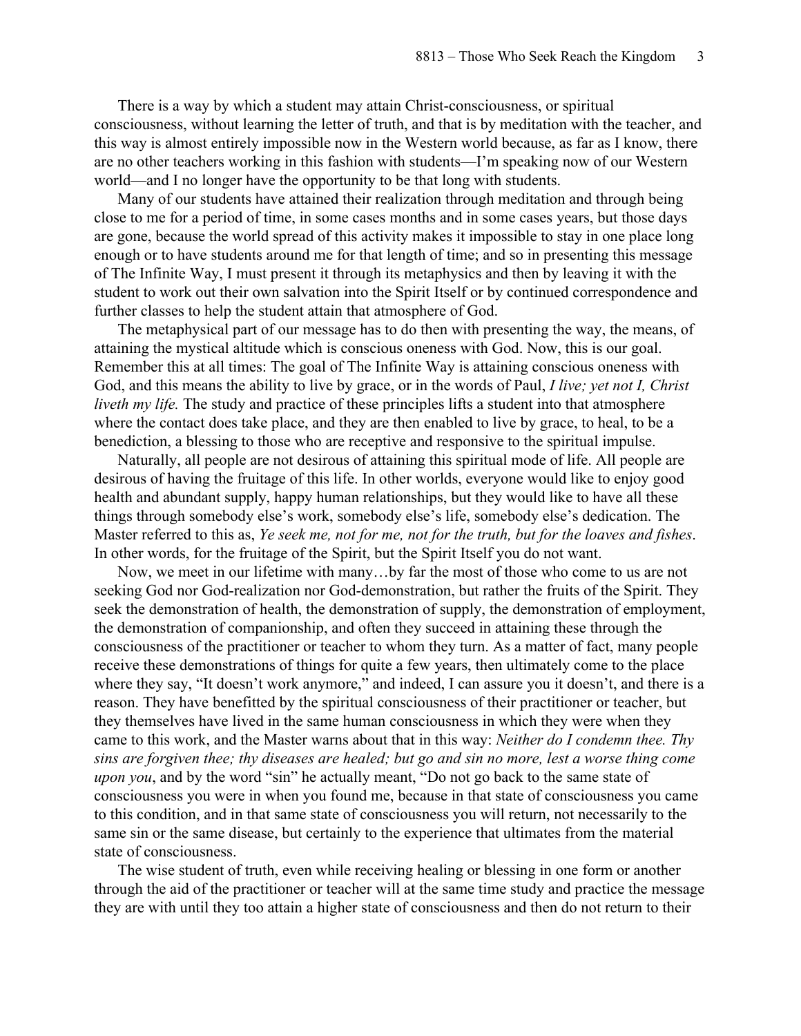There is a way by which a student may attain Christ-consciousness, or spiritual consciousness, without learning the letter of truth, and that is by meditation with the teacher, and this way is almost entirely impossible now in the Western world because, as far as I know, there are no other teachers working in this fashion with students—I'm speaking now of our Western world—and I no longer have the opportunity to be that long with students.

Many of our students have attained their realization through meditation and through being close to me for a period of time, in some cases months and in some cases years, but those days are gone, because the world spread of this activity makes it impossible to stay in one place long enough or to have students around me for that length of time; and so in presenting this message of The Infinite Way, I must present it through its metaphysics and then by leaving it with the student to work out their own salvation into the Spirit Itself or by continued correspondence and further classes to help the student attain that atmosphere of God.

The metaphysical part of our message has to do then with presenting the way, the means, of attaining the mystical altitude which is conscious oneness with God. Now, this is our goal. Remember this at all times: The goal of The Infinite Way is attaining conscious oneness with God, and this means the ability to live by grace, or in the words of Paul, *I live; yet not I, Christ liveth my life.* The study and practice of these principles lifts a student into that atmosphere where the contact does take place, and they are then enabled to live by grace, to heal, to be a benediction, a blessing to those who are receptive and responsive to the spiritual impulse.

Naturally, all people are not desirous of attaining this spiritual mode of life. All people are desirous of having the fruitage of this life. In other worlds, everyone would like to enjoy good health and abundant supply, happy human relationships, but they would like to have all these things through somebody else's work, somebody else's life, somebody else's dedication. The Master referred to this as, *Ye seek me, not for me, not for the truth, but for the loaves and fishes*. In other words, for the fruitage of the Spirit, but the Spirit Itself you do not want.

Now, we meet in our lifetime with many…by far the most of those who come to us are not seeking God nor God-realization nor God-demonstration, but rather the fruits of the Spirit. They seek the demonstration of health, the demonstration of supply, the demonstration of employment, the demonstration of companionship, and often they succeed in attaining these through the consciousness of the practitioner or teacher to whom they turn. As a matter of fact, many people receive these demonstrations of things for quite a few years, then ultimately come to the place where they say, "It doesn't work anymore," and indeed, I can assure you it doesn't, and there is a reason. They have benefitted by the spiritual consciousness of their practitioner or teacher, but they themselves have lived in the same human consciousness in which they were when they came to this work, and the Master warns about that in this way: *Neither do I condemn thee. Thy sins are forgiven thee; thy diseases are healed; but go and sin no more, lest a worse thing come upon you*, and by the word "sin" he actually meant, "Do not go back to the same state of consciousness you were in when you found me, because in that state of consciousness you came to this condition, and in that same state of consciousness you will return, not necessarily to the same sin or the same disease, but certainly to the experience that ultimates from the material state of consciousness.

The wise student of truth, even while receiving healing or blessing in one form or another through the aid of the practitioner or teacher will at the same time study and practice the message they are with until they too attain a higher state of consciousness and then do not return to their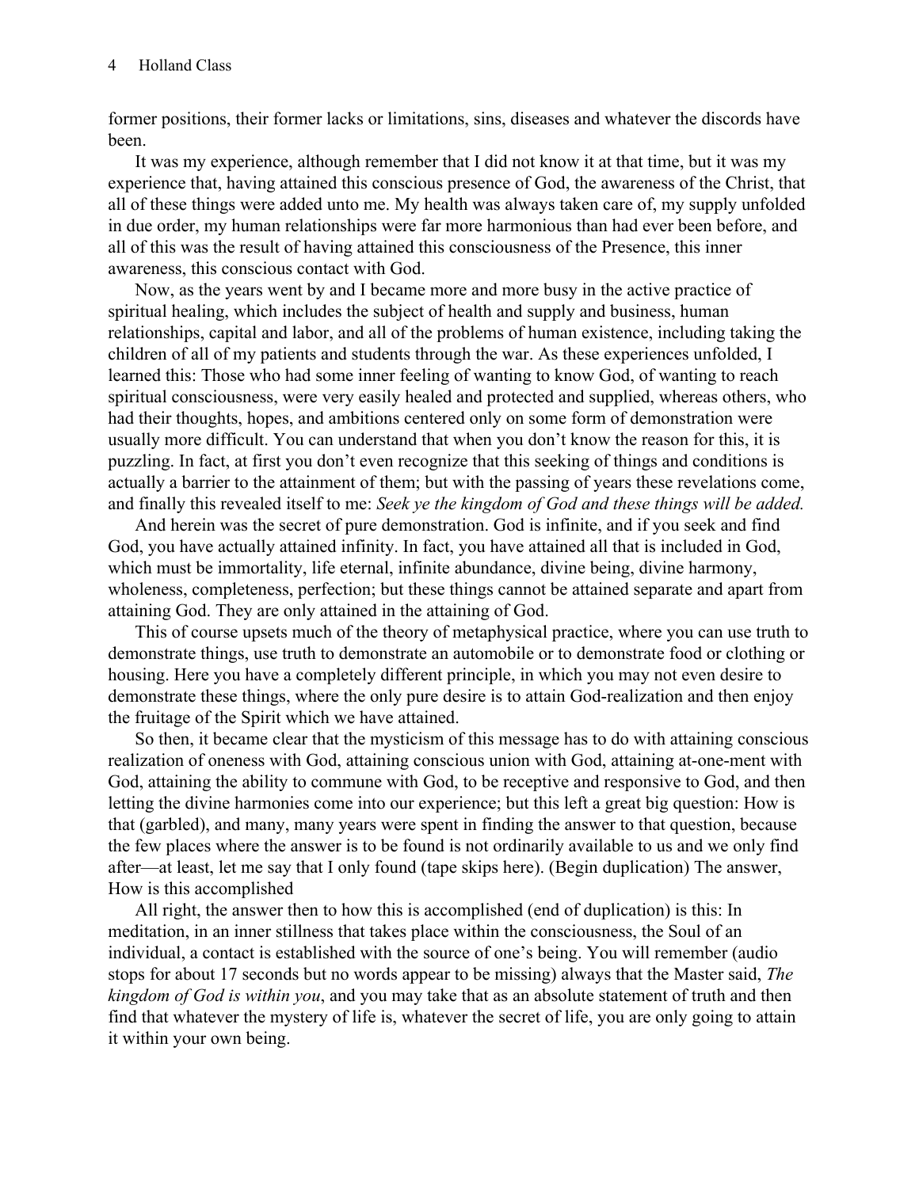former positions, their former lacks or limitations, sins, diseases and whatever the discords have been.

It was my experience, although remember that I did not know it at that time, but it was my experience that, having attained this conscious presence of God, the awareness of the Christ, that all of these things were added unto me. My health was always taken care of, my supply unfolded in due order, my human relationships were far more harmonious than had ever been before, and all of this was the result of having attained this consciousness of the Presence, this inner awareness, this conscious contact with God.

Now, as the years went by and I became more and more busy in the active practice of spiritual healing, which includes the subject of health and supply and business, human relationships, capital and labor, and all of the problems of human existence, including taking the children of all of my patients and students through the war. As these experiences unfolded, I learned this: Those who had some inner feeling of wanting to know God, of wanting to reach spiritual consciousness, were very easily healed and protected and supplied, whereas others, who had their thoughts, hopes, and ambitions centered only on some form of demonstration were usually more difficult. You can understand that when you don't know the reason for this, it is puzzling. In fact, at first you don't even recognize that this seeking of things and conditions is actually a barrier to the attainment of them; but with the passing of years these revelations come, and finally this revealed itself to me: *Seek ye the kingdom of God and these things will be added.*

And herein was the secret of pure demonstration. God is infinite, and if you seek and find God, you have actually attained infinity. In fact, you have attained all that is included in God, which must be immortality, life eternal, infinite abundance, divine being, divine harmony, wholeness, completeness, perfection; but these things cannot be attained separate and apart from attaining God. They are only attained in the attaining of God.

This of course upsets much of the theory of metaphysical practice, where you can use truth to demonstrate things, use truth to demonstrate an automobile or to demonstrate food or clothing or housing. Here you have a completely different principle, in which you may not even desire to demonstrate these things, where the only pure desire is to attain God-realization and then enjoy the fruitage of the Spirit which we have attained.

So then, it became clear that the mysticism of this message has to do with attaining conscious realization of oneness with God, attaining conscious union with God, attaining at-one-ment with God, attaining the ability to commune with God, to be receptive and responsive to God, and then letting the divine harmonies come into our experience; but this left a great big question: How is that (garbled), and many, many years were spent in finding the answer to that question, because the few places where the answer is to be found is not ordinarily available to us and we only find after—at least, let me say that I only found (tape skips here). (Begin duplication) The answer, How is this accomplished

All right, the answer then to how this is accomplished (end of duplication) is this: In meditation, in an inner stillness that takes place within the consciousness, the Soul of an individual, a contact is established with the source of one's being. You will remember (audio stops for about 17 seconds but no words appear to be missing) always that the Master said, *The kingdom of God is within you*, and you may take that as an absolute statement of truth and then find that whatever the mystery of life is, whatever the secret of life, you are only going to attain it within your own being.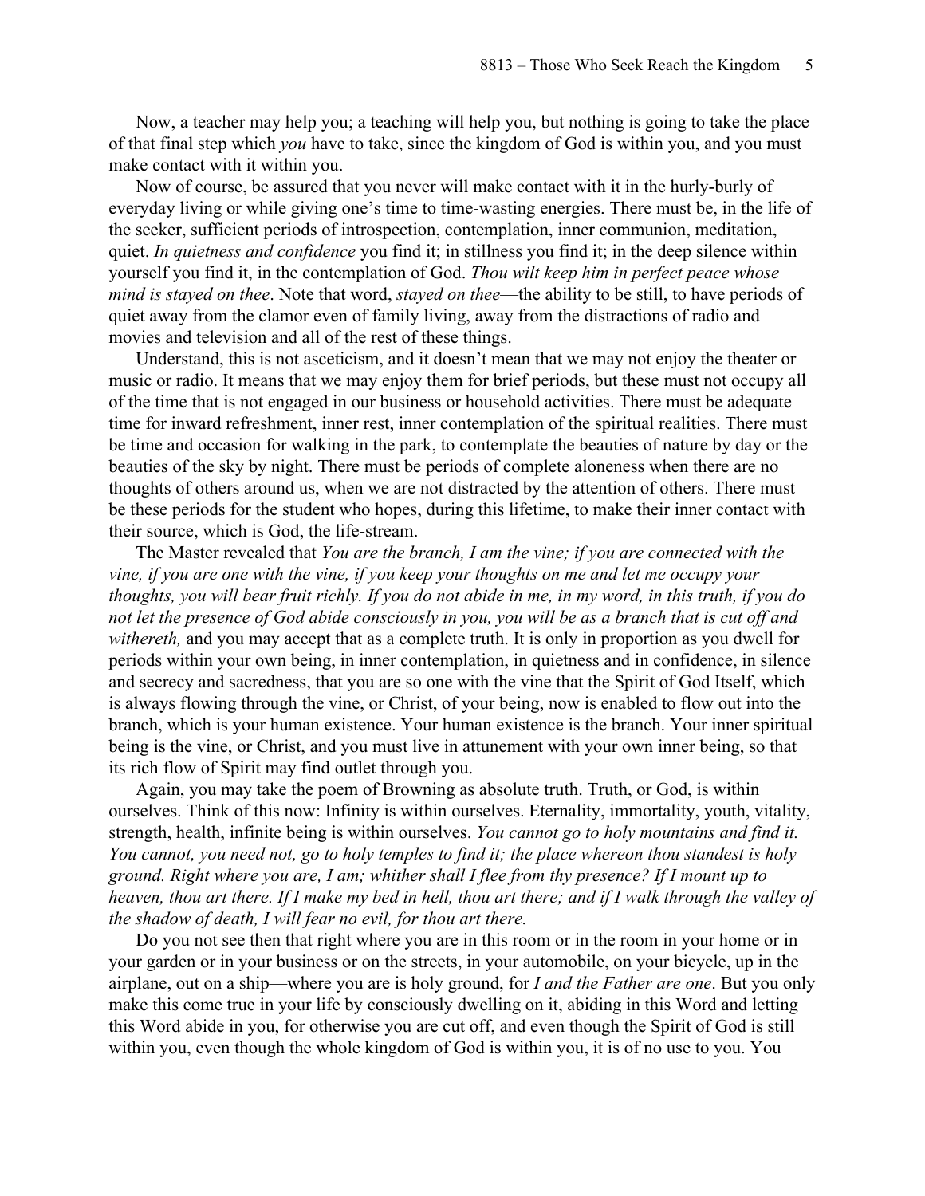Now, a teacher may help you; a teaching will help you, but nothing is going to take the place of that final step which *you* have to take, since the kingdom of God is within you, and you must make contact with it within you.

Now of course, be assured that you never will make contact with it in the hurly-burly of everyday living or while giving one's time to time-wasting energies. There must be, in the life of the seeker, sufficient periods of introspection, contemplation, inner communion, meditation, quiet. *In quietness and confidence* you find it; in stillness you find it; in the deep silence within yourself you find it, in the contemplation of God. *Thou wilt keep him in perfect peace whose mind is stayed on thee*. Note that word, *stayed on thee*—the ability to be still, to have periods of quiet away from the clamor even of family living, away from the distractions of radio and movies and television and all of the rest of these things.

Understand, this is not asceticism, and it doesn't mean that we may not enjoy the theater or music or radio. It means that we may enjoy them for brief periods, but these must not occupy all of the time that is not engaged in our business or household activities. There must be adequate time for inward refreshment, inner rest, inner contemplation of the spiritual realities. There must be time and occasion for walking in the park, to contemplate the beauties of nature by day or the beauties of the sky by night. There must be periods of complete aloneness when there are no thoughts of others around us, when we are not distracted by the attention of others. There must be these periods for the student who hopes, during this lifetime, to make their inner contact with their source, which is God, the life-stream.

The Master revealed that *You are the branch, I am the vine; if you are connected with the vine, if you are one with the vine, if you keep your thoughts on me and let me occupy your thoughts, you will bear fruit richly. If you do not abide in me, in my word, in this truth, if you do not let the presence of God abide consciously in you, you will be as a branch that is cut off and withereth,* and you may accept that as a complete truth. It is only in proportion as you dwell for periods within your own being, in inner contemplation, in quietness and in confidence, in silence and secrecy and sacredness, that you are so one with the vine that the Spirit of God Itself, which is always flowing through the vine, or Christ, of your being, now is enabled to flow out into the branch, which is your human existence. Your human existence is the branch. Your inner spiritual being is the vine, or Christ, and you must live in attunement with your own inner being, so that its rich flow of Spirit may find outlet through you.

Again, you may take the poem of Browning as absolute truth. Truth, or God, is within ourselves. Think of this now: Infinity is within ourselves. Eternality, immortality, youth, vitality, strength, health, infinite being is within ourselves. *You cannot go to holy mountains and find it. You cannot, you need not, go to holy temples to find it; the place whereon thou standest is holy ground. Right where you are, I am; whither shall I flee from thy presence? If I mount up to heaven, thou art there. If I make my bed in hell, thou art there; and if I walk through the valley of the shadow of death, I will fear no evil, for thou art there.*

Do you not see then that right where you are in this room or in the room in your home or in your garden or in your business or on the streets, in your automobile, on your bicycle, up in the airplane, out on a ship—where you are is holy ground, for *I and the Father are one*. But you only make this come true in your life by consciously dwelling on it, abiding in this Word and letting this Word abide in you, for otherwise you are cut off, and even though the Spirit of God is still within you, even though the whole kingdom of God is within you, it is of no use to you. You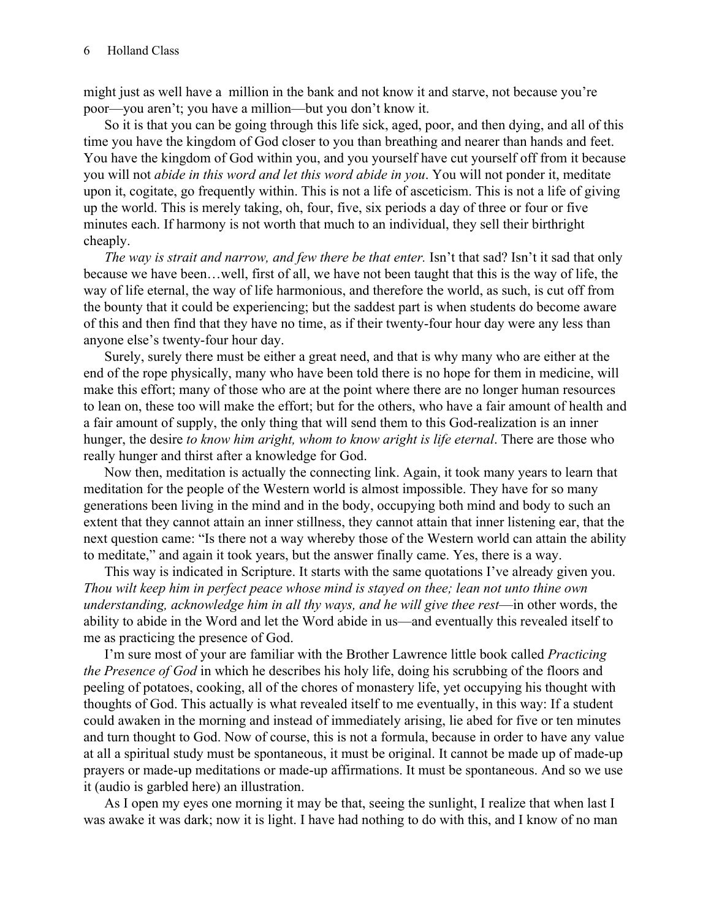might just as well have a  million in the bank and not know it and starve, not because you're poor—you aren't; you have a million—but you don't know it.

So it is that you can be going through this life sick, aged, poor, and then dying, and all of this time you have the kingdom of God closer to you than breathing and nearer than hands and feet. You have the kingdom of God within you, and you yourself have cut yourself off from it because you will not *abide in this word and let this word abide in you*. You will not ponder it, meditate upon it, cogitate, go frequently within. This is not a life of asceticism. This is not a life of giving up the world. This is merely taking, oh, four, five, six periods a day of three or four or five minutes each. If harmony is not worth that much to an individual, they sell their birthright cheaply.

*The way is strait and narrow, and few there be that enter.* Isn't that sad? Isn't it sad that only because we have been…well, first of all, we have not been taught that this is the way of life, the way of life eternal, the way of life harmonious, and therefore the world, as such, is cut off from the bounty that it could be experiencing; but the saddest part is when students do become aware of this and then find that they have no time, as if their twenty-four hour day were any less than anyone else's twenty-four hour day.

Surely, surely there must be either a great need, and that is why many who are either at the end of the rope physically, many who have been told there is no hope for them in medicine, will make this effort; many of those who are at the point where there are no longer human resources to lean on, these too will make the effort; but for the others, who have a fair amount of health and a fair amount of supply, the only thing that will send them to this God-realization is an inner hunger, the desire *to know him aright, whom to know aright is life eternal*. There are those who really hunger and thirst after a knowledge for God.

Now then, meditation is actually the connecting link. Again, it took many years to learn that meditation for the people of the Western world is almost impossible. They have for so many generations been living in the mind and in the body, occupying both mind and body to such an extent that they cannot attain an inner stillness, they cannot attain that inner listening ear, that the next question came: "Is there not a way whereby those of the Western world can attain the ability to meditate," and again it took years, but the answer finally came. Yes, there is a way.

This way is indicated in Scripture. It starts with the same quotations I've already given you. *Thou wilt keep him in perfect peace whose mind is stayed on thee; lean not unto thine own understanding, acknowledge him in all thy ways, and he will give thee rest*—in other words, the ability to abide in the Word and let the Word abide in us—and eventually this revealed itself to me as practicing the presence of God.

I'm sure most of your are familiar with the Brother Lawrence little book called *Practicing the Presence of God* in which he describes his holy life, doing his scrubbing of the floors and peeling of potatoes, cooking, all of the chores of monastery life, yet occupying his thought with thoughts of God. This actually is what revealed itself to me eventually, in this way: If a student could awaken in the morning and instead of immediately arising, lie abed for five or ten minutes and turn thought to God. Now of course, this is not a formula, because in order to have any value at all a spiritual study must be spontaneous, it must be original. It cannot be made up of made-up prayers or made-up meditations or made-up affirmations. It must be spontaneous. And so we use it (audio is garbled here) an illustration.

As I open my eyes one morning it may be that, seeing the sunlight, I realize that when last I was awake it was dark; now it is light. I have had nothing to do with this, and I know of no man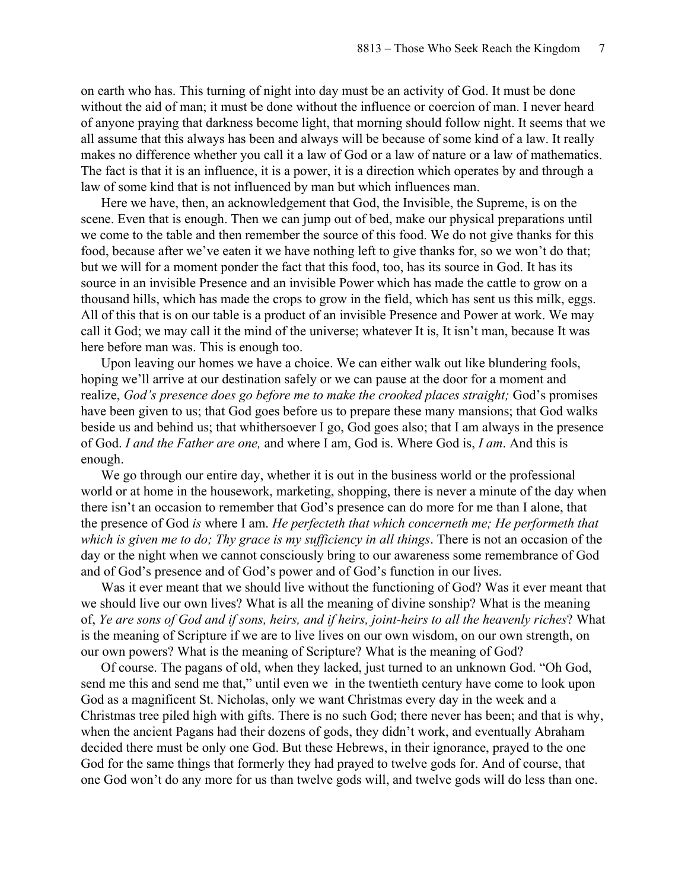on earth who has. This turning of night into day must be an activity of God. It must be done without the aid of man; it must be done without the influence or coercion of man. I never heard of anyone praying that darkness become light, that morning should follow night. It seems that we all assume that this always has been and always will be because of some kind of a law. It really makes no difference whether you call it a law of God or a law of nature or a law of mathematics. The fact is that it is an influence, it is a power, it is a direction which operates by and through a law of some kind that is not influenced by man but which influences man.

Here we have, then, an acknowledgement that God, the Invisible, the Supreme, is on the scene. Even that is enough. Then we can jump out of bed, make our physical preparations until we come to the table and then remember the source of this food. We do not give thanks for this food, because after we've eaten it we have nothing left to give thanks for, so we won't do that; but we will for a moment ponder the fact that this food, too, has its source in God. It has its source in an invisible Presence and an invisible Power which has made the cattle to grow on a thousand hills, which has made the crops to grow in the field, which has sent us this milk, eggs. All of this that is on our table is a product of an invisible Presence and Power at work. We may call it God; we may call it the mind of the universe; whatever It is, It isn't man, because It was here before man was. This is enough too.

Upon leaving our homes we have a choice. We can either walk out like blundering fools, hoping we'll arrive at our destination safely or we can pause at the door for a moment and realize, *God's presence does go before me to make the crooked places straight;* God's promises have been given to us; that God goes before us to prepare these many mansions; that God walks beside us and behind us; that whithersoever I go, God goes also; that I am always in the presence of God. *I and the Father are one,* and where I am, God is. Where God is, *I am*. And this is enough.

We go through our entire day, whether it is out in the business world or the professional world or at home in the housework, marketing, shopping, there is never a minute of the day when there isn't an occasion to remember that God's presence can do more for me than I alone, that the presence of God *is* where I am. *He perfecteth that which concerneth me; He performeth that which is given me to do; Thy grace is my sufficiency in all things*. There is not an occasion of the day or the night when we cannot consciously bring to our awareness some remembrance of God and of God's presence and of God's power and of God's function in our lives.

Was it ever meant that we should live without the functioning of God? Was it ever meant that we should live our own lives? What is all the meaning of divine sonship? What is the meaning of, *Ye are sons of God and if sons, heirs, and if heirs, joint-heirs to all the heavenly riches*? What is the meaning of Scripture if we are to live lives on our own wisdom, on our own strength, on our own powers? What is the meaning of Scripture? What is the meaning of God?

Of course. The pagans of old, when they lacked, just turned to an unknown God. "Oh God, send me this and send me that," until even we in the twentieth century have come to look upon God as a magnificent St. Nicholas, only we want Christmas every day in the week and a Christmas tree piled high with gifts. There is no such God; there never has been; and that is why, when the ancient Pagans had their dozens of gods, they didn't work, and eventually Abraham decided there must be only one God. But these Hebrews, in their ignorance, prayed to the one God for the same things that formerly they had prayed to twelve gods for. And of course, that one God won't do any more for us than twelve gods will, and twelve gods will do less than one.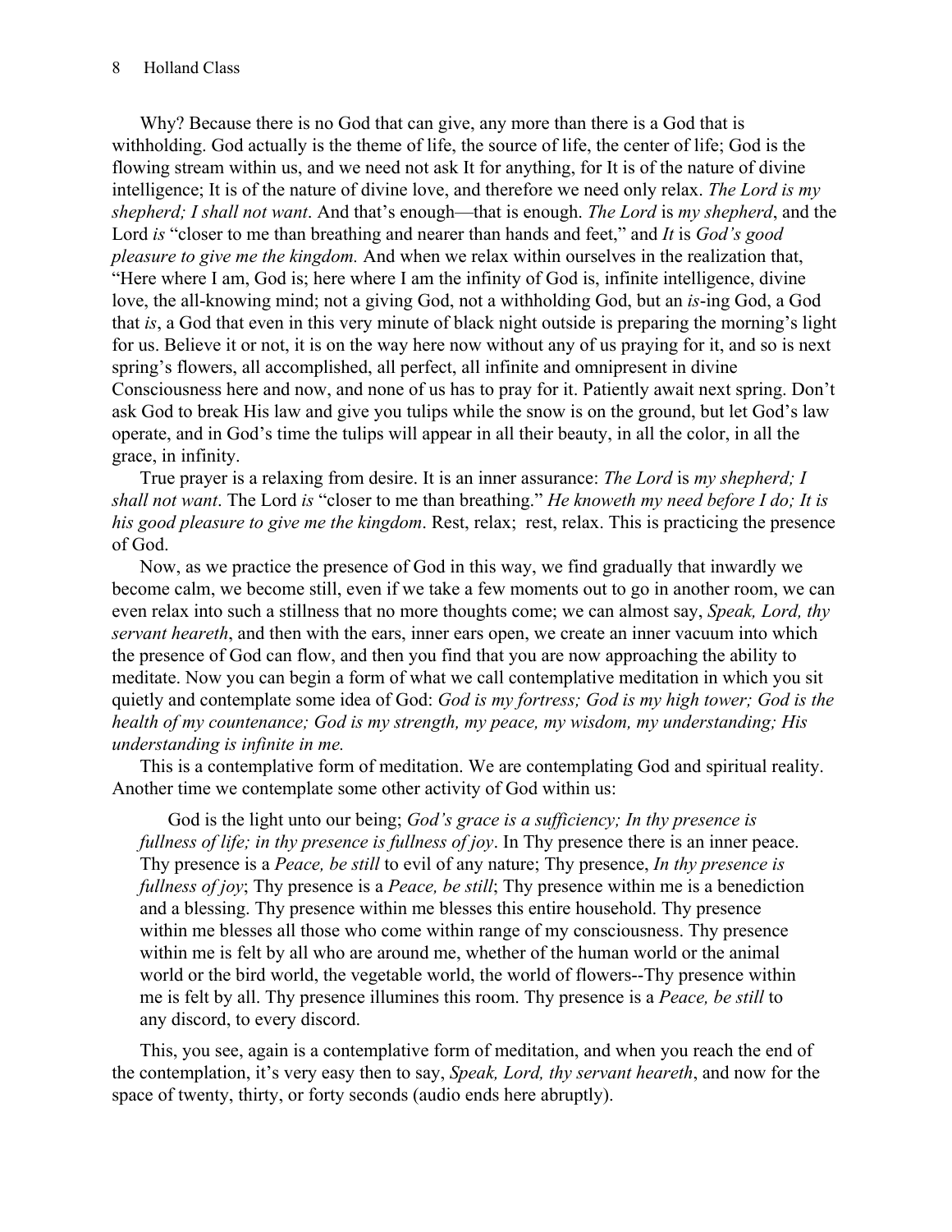Why? Because there is no God that can give, any more than there is a God that is withholding. God actually is the theme of life, the source of life, the center of life; God is the flowing stream within us, and we need not ask It for anything, for It is of the nature of divine intelligence; It is of the nature of divine love, and therefore we need only relax. *The Lord is my shepherd; I shall not want*. And that's enough—that is enough. *The Lord* is *my shepherd*, and the Lord *is* "closer to me than breathing and nearer than hands and feet," and *It* is *God's good pleasure to give me the kingdom.* And when we relax within ourselves in the realization that, "Here where I am, God is; here where I am the infinity of God is, infinite intelligence, divine love, the all-knowing mind; not a giving God, not a withholding God, but an *is*-ing God, a God that *is*, a God that even in this very minute of black night outside is preparing the morning's light for us. Believe it or not, it is on the way here now without any of us praying for it, and so is next spring's flowers, all accomplished, all perfect, all infinite and omnipresent in divine Consciousness here and now, and none of us has to pray for it. Patiently await next spring. Don't ask God to break His law and give you tulips while the snow is on the ground, but let God's law operate, and in God's time the tulips will appear in all their beauty, in all the color, in all the grace, in infinity.

True prayer is a relaxing from desire. It is an inner assurance: *The Lord* is *my shepherd; I shall not want*. The Lord *is* "closer to me than breathing." *He knoweth my need before I do; It is his good pleasure to give me the kingdom*. Rest, relax; rest, relax. This is practicing the presence of God.

Now, as we practice the presence of God in this way, we find gradually that inwardly we become calm, we become still, even if we take a few moments out to go in another room, we can even relax into such a stillness that no more thoughts come; we can almost say, *Speak, Lord, thy servant heareth*, and then with the ears, inner ears open, we create an inner vacuum into which the presence of God can flow, and then you find that you are now approaching the ability to meditate. Now you can begin a form of what we call contemplative meditation in which you sit quietly and contemplate some idea of God: *God is my fortress; God is my high tower; God is the health of my countenance; God is my strength, my peace, my wisdom, my understanding; His understanding is infinite in me.*

This is a contemplative form of meditation. We are contemplating God and spiritual reality. Another time we contemplate some other activity of God within us:

> God is the light unto our being; *God's grace is a sufficiency; In thy presence is fullness of life; in thy presence is fullness of joy*. In Thy presence there is an inner peace. Thy presence is a *Peace, be still* to evil of any nature; Thy presence, *In thy presence is fullness of joy*; Thy presence is a *Peace, be still*; Thy presence within me is a benediction and a blessing. Thy presence within me blesses this entire household. Thy presence within me blesses all those who come within range of my consciousness. Thy presence within me is felt by all who are around me, whether of the human world or the animal world or the bird world, the vegetable world, the world of flowers--Thy presence within me is felt by all. Thy presence illumines this room. Thy presence is a *Peace, be still* to any discord, to every discord.

This, you see, again is a contemplative form of meditation, and when you reach the end of the contemplation, it's very easy then to say, *Speak, Lord, thy servant heareth*, and now for the space of twenty, thirty, or forty seconds (audio ends here abruptly).